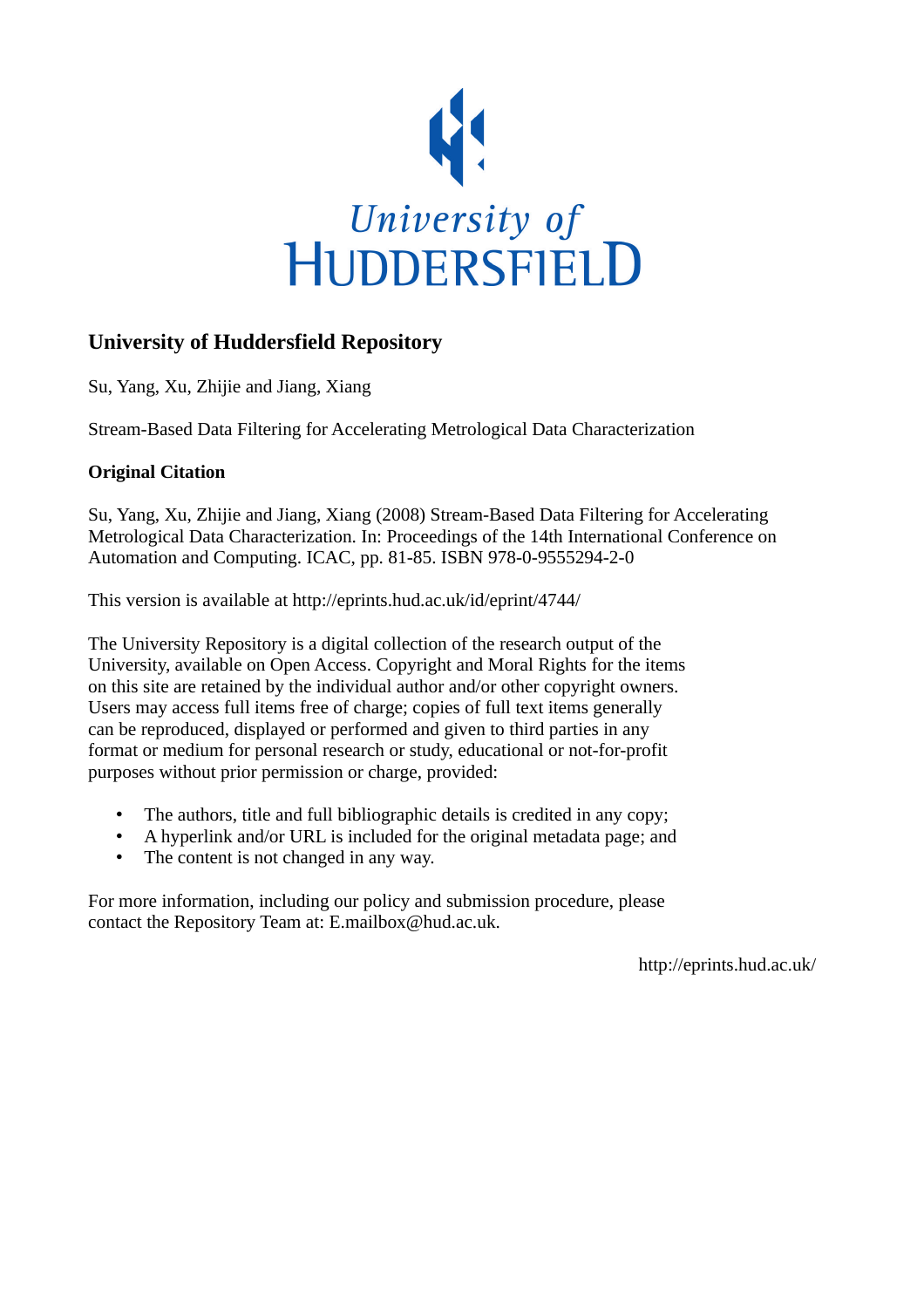University of HUDDERSFIELD

## University of Huddersfield Repository

Su, Yang, Xu, Zhijie and Jiang, Xiang

Stream-Based Data Filtering for Accelerating Metrological Data Characterization

### Original Citation

Su, Yang, Xu, Zhijie and Jiang, Xiang (2008) Stream-Based Data Filtering for Accelerating Metrological Data Characterization. In: Proceedings of the 14th International Conference on Automation and Computing. ICAC, pp. 81-85. ISBN 978-0-9555294-2-0

This version is available at http://eprints.hud.ac.uk/id/eprint/4744/

The University Repository is a digital collection of the research output of the University, available on Open Access. Copyright and Moral Rights for the items on this site are retained by the individual author and/or other copyright owners. Users may access full items free of charge; copies of full text items generally can be reproduced, displayed or performed and given to third parties in any format or medium for personal research or study, educational or not-for-profit purposes without prior permission or charge, provided:

- The authors, title and full bibliographic details is credited in any copy;
- A hyperlink and/or URL is included for the original metadata page; and
- The content is not changed in any way.

For more information, including our policy and submission procedure, please contact the Repository Team at: E.mailbox@hud.ac.uk.

http://eprints.hud.ac.uk/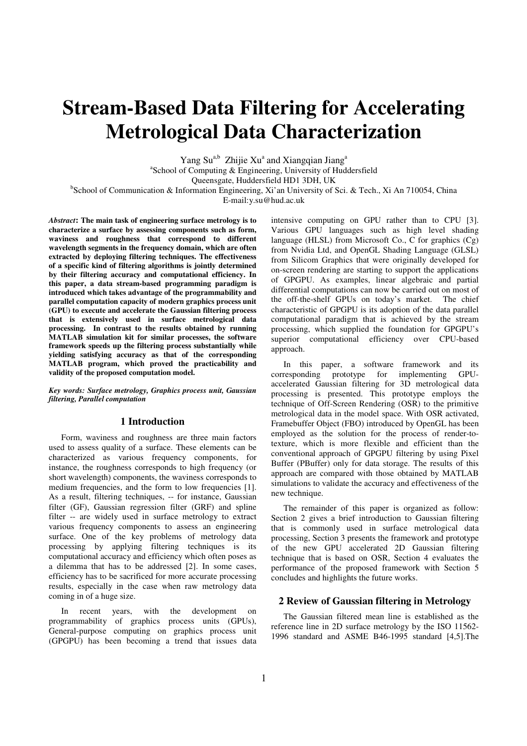# Stream-Based Data Filtering for Accelerating Metrological Data Characterization

Yang Su[a,b] Zhijie Xu[a] and Xiangqian Jiang[a]

[a]School of Computing & Engineering, University of Huddersfield
Queensgate, Huddersfield HD1 3DH, UK

[b]School of Communication & Information Engineering, Xi'an University of Sci. & Tech., Xi An 710054, China

E-mail:y.su@hud.ac.uk

***Abstract*: The main task of engineering surface metrology is to characterize a surface by assessing components such as form, waviness and roughness that correspond to different wavelength segments in the frequency domain, which are often extracted by deploying filtering techniques. The effectiveness of a specific kind of filtering algorithms is jointly determined by their filtering accuracy and computational efficiency. In this paper, a data stream-based programming paradigm is introduced which takes advantage of the programmability and parallel computation capacity of modern graphics process unit (GPU) to execute and accelerate the Gaussian filtering process that is extensively used in surface metrological data processing. In contrast to the results obtained by running MATLAB simulation kit for similar processes, the software framework speeds up the filtering process substantially while yielding satisfying accuracy as that of the corresponding MATLAB program, which proved the practicability and validity of the proposed computation model.**

***Key words: Surface metrology, Graphics process unit, Gaussian filtering, Parallel computation***

## 1 Introduction

Form, waviness and roughness are three main factors used to assess quality of a surface. These elements can be characterized as various frequency components, for instance, the roughness corresponds to high frequency (or short wavelength) components, the waviness corresponds to medium frequencies, and the form to low frequencies [1]. As a result, filtering techniques, -- for instance, Gaussian filter (GF), Gaussian regression filter (GRF) and spline filter -- are widely used in surface metrology to extract various frequency components to assess an engineering surface. One of the key problems of metrology data processing by applying filtering techniques is its computational accuracy and efficiency which often poses as a dilemma that has to be addressed [2]. In some cases, efficiency has to be sacrificed for more accurate processing results, especially in the case when raw metrology data coming in of a huge size.

In recent years, with the development on programmability of graphics process units (GPUs), General-purpose computing on graphics process unit (GPGPU) has been becoming a trend that issues data intensive computing on GPU rather than to CPU [3]. Various GPU languages such as high level shading language (HLSL) from Microsoft Co., C for graphics (Cg) from Nvidia Ltd, and OpenGL Shading Language (GLSL) from Silicom Graphics that were originally developed for on-screen rendering are starting to support the applications of GPGPU. As examples, linear algebraic and partial differential computations can now be carried out on most of the off-the-shelf GPUs on today's market. The chief characteristic of GPGPU is its adoption of the data parallel computational paradigm that is achieved by the stream processing, which supplied the foundation for GPGPU's superior computational efficiency over CPU-based approach.

In this paper, a software framework and its corresponding prototype for implementing GPU-accelerated Gaussian filtering for 3D metrological data processing is presented. This prototype employs the technique of Off-Screen Rendering (OSR) to the primitive metrological data in the model space. With OSR activated, Framebuffer Object (FBO) introduced by OpenGL has been employed as the solution for the process of render-to-texture, which is more flexible and efficient than the conventional approach of GPGPU filtering by using Pixel Buffer (PBuffer) only for data storage. The results of this approach are compared with those obtained by MATLAB simulations to validate the accuracy and effectiveness of the new technique.

The remainder of this paper is organized as follow: Section 2 gives a brief introduction to Gaussian filtering that is commonly used in surface metrological data processing, Section 3 presents the framework and prototype of the new GPU accelerated 2D Gaussian filtering technique that is based on OSR, Section 4 evaluates the performance of the proposed framework with Section 5 concludes and highlights the future works.

## 2 Review of Gaussian filtering in Metrology

The Gaussian filtered mean line is established as the reference line in 2D surface metrology by the ISO 11562-1996 standard and ASME B46-1995 standard [4,5].The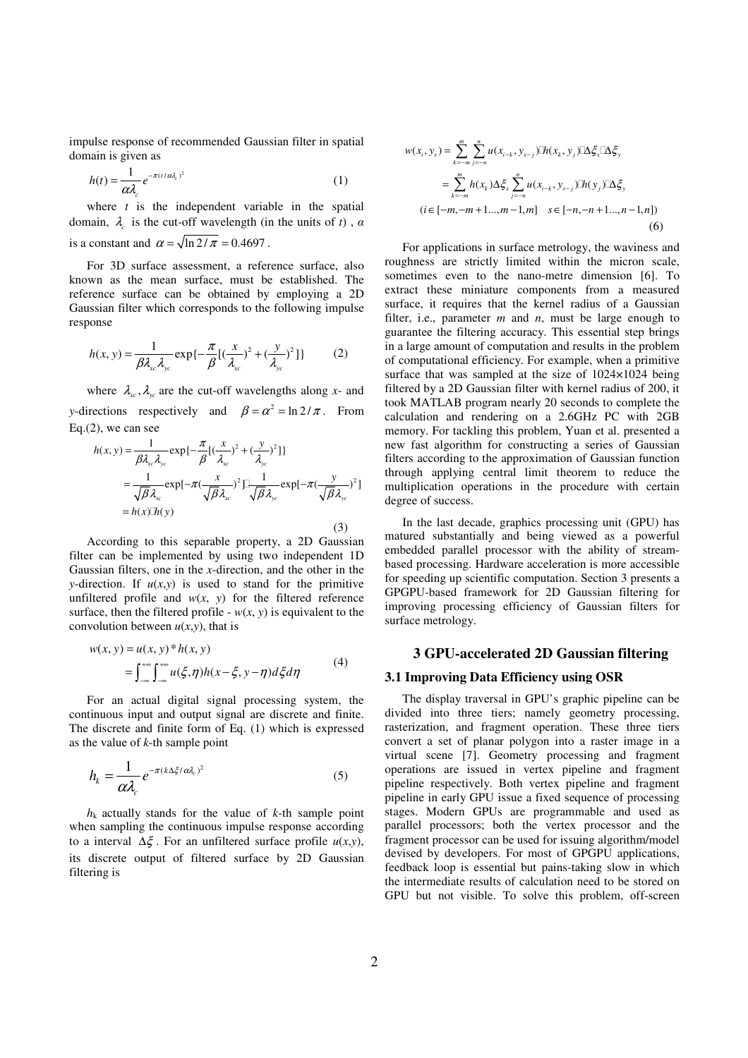impulse response of recommended Gaussian filter in spatial domain is given as

$$h(t) = \frac{1}{\alpha\lambda_c} e^{-\pi(t/\alpha\lambda_c)^2} \tag{1}$$

where $t$ is the independent variable in the spatial domain, $\lambda_c$ is the cut-off wavelength (in the units of $t$) , $\alpha$ is a constant and $\alpha = \sqrt{\ln 2/\pi} = 0.4697$ .

For 3D surface assessment, a reference surface, also known as the mean surface, must be established. The reference surface can be obtained by employing a 2D Gaussian filter which corresponds to the following impulse response

$$h(x, y) = \frac{1}{\beta\lambda_{xc}\lambda_{yc}} \exp\{-\frac{\pi}{\beta}[(\frac{x}{\lambda_{xc}})^2 + (\frac{y}{\lambda_{yc}})^2]\} \tag{2}$$

where $\lambda_{xc}, \lambda_{yc}$ are the cut-off wavelengths along $x$- and $y$-directions respectively and $\beta = \alpha^2 = \ln 2/\pi$. From Eq.(2), we can see

$$\begin{aligned} h(x, y) &= \frac{1}{\beta\lambda_{xc}\lambda_{yc}} \exp\{-\frac{\pi}{\beta}[(\frac{x}{\lambda_{xc}})^2 + (\frac{y}{\lambda_{yc}})^2]\} \\ &= \frac{1}{\sqrt{\beta}\lambda_{xc}} \exp[-\pi(\frac{x}{\sqrt{\beta}\lambda_{xc}})^2] \cdot \frac{1}{\sqrt{\beta}\lambda_{yc}} \exp[-\pi(\frac{y}{\sqrt{\beta}\lambda_{yc}})^2] \\ &= h(x) \cdot h(y) \end{aligned} \tag{3}$$

According to this separable property, a 2D Gaussian filter can be implemented by using two independent 1D Gaussian filters, one in the $x$-direction, and the other in the $y$-direction. If $u(x,y)$ is used to stand for the primitive unfiltered profile and $w(x, y)$ for the filtered reference surface, then the filtered profile - $w(x, y)$ is equivalent to the convolution between $u(x,y)$, that is

$$\begin{aligned} w(x, y) &= u(x, y) * h(x, y) \\ &= \int_{-\infty}^{+\infty}\int_{-\infty}^{+\infty} u(\xi, \eta) h(x - \xi, y - \eta) d\xi d\eta \end{aligned} \tag{4}$$

For an actual digital signal processing system, the continuous input and output signal are discrete and finite. The discrete and finite form of Eq. (1) which is expressed as the value of $k$-th sample point

$$h_k = \frac{1}{\alpha\lambda_c} e^{-\pi(k\Delta\xi/\alpha\lambda_c)^2} \tag{5}$$

$h_k$ actually stands for the value of $k$-th sample point when sampling the continuous impulse response according to a interval $\Delta\xi$ . For an unfiltered surface profile $u(x,y)$, its discrete output of filtered surface by 2D Gaussian filtering is

$$\begin{aligned} w(x_i, y_s) &= \sum_{k=-m}^{m}\sum_{j=-n}^{n} u(x_{i-k}, y_{s-j}) \cdot h(x_k, y_j) \cdot \Delta\xi_x \cdot \Delta\xi_y \\ &= \sum_{k=-m}^{m} h(x_k)\Delta\xi_x \sum_{j=-n}^{n} u(x_{i-k}, y_{s-j}) \cdot h(y_j) \cdot \Delta\xi_y \\ &(i \in [-m, -m+1..., m-1, m] \quad s \in [-n, -n+1..., n-1, n]) \end{aligned} \tag{6}$$

For applications in surface metrology, the waviness and roughness are strictly limited within the micron scale, sometimes even to the nano-metre dimension [6]. To extract these miniature components from a measured surface, it requires that the kernel radius of a Gaussian filter, i.e., parameter $m$ and $n$, must be large enough to guarantee the filtering accuracy. This essential step brings in a large amount of computation and results in the problem of computational efficiency. For example, when a primitive surface that was sampled at the size of 1024×1024 being filtered by a 2D Gaussian filter with kernel radius of 200, it took MATLAB program nearly 20 seconds to complete the calculation and rendering on a 2.6GHz PC with 2GB memory. For tackling this problem, Yuan et al. presented a new fast algorithm for constructing a series of Gaussian filters according to the approximation of Gaussian function through applying central limit theorem to reduce the multiplication operations in the procedure with certain degree of success.

In the last decade, graphics processing unit (GPU) has matured substantially and being viewed as a powerful embedded parallel processor with the ability of stream-based processing. Hardware acceleration is more accessible for speeding up scientific computation. Section 3 presents a GPGPU-based framework for 2D Gaussian filtering for improving processing efficiency of Gaussian filters for surface metrology.

## 3 GPU-accelerated 2D Gaussian filtering

### 3.1 Improving Data Efficiency using OSR

The display traversal in GPU's graphic pipeline can be divided into three tiers; namely geometry processing, rasterization, and fragment operation. These three tiers convert a set of planar polygon into a raster image in a virtual scene [7]. Geometry processing and fragment operations are issued in vertex pipeline and fragment pipeline respectively. Both vertex pipeline and fragment pipeline in early GPU issue a fixed sequence of processing stages. Modern GPUs are programmable and used as parallel processors; both the vertex processor and the fragment processor can be used for issuing algorithm/model devised by developers. For most of GPGPU applications, feedback loop is essential but pains-taking slow in which the intermediate results of calculation need to be stored on GPU but not visible. To solve this problem, off-screen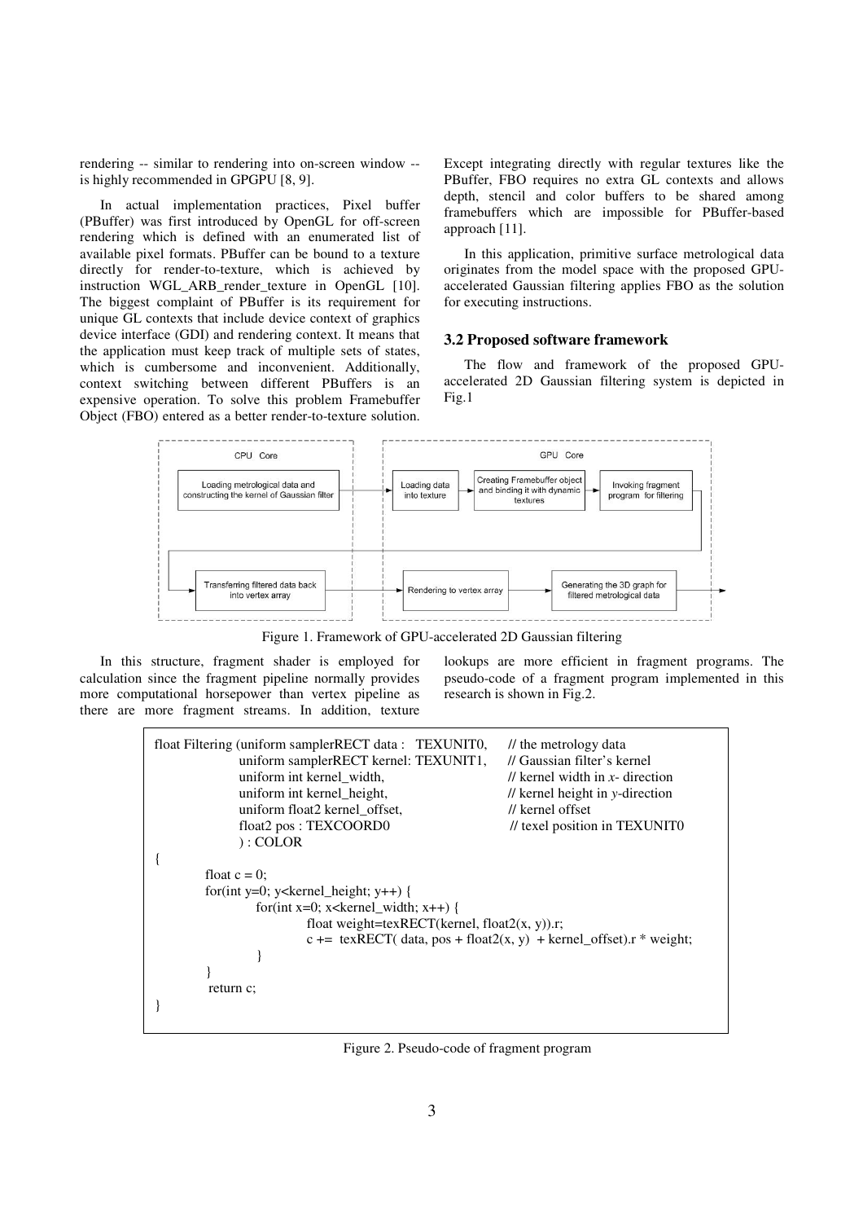rendering -- similar to rendering into on-screen window -- is highly recommended in GPGPU [8, 9].

In actual implementation practices, Pixel buffer (PBuffer) was first introduced by OpenGL for off-screen rendering which is defined with an enumerated list of available pixel formats. PBuffer can be bound to a texture directly for render-to-texture, which is achieved by instruction WGL_ARB_render_texture in OpenGL [10]. The biggest complaint of PBuffer is its requirement for unique GL contexts that include device context of graphics device interface (GDI) and rendering context. It means that the application must keep track of multiple sets of states, which is cumbersome and inconvenient. Additionally, context switching between different PBuffers is an expensive operation. To solve this problem Framebuffer Object (FBO) entered as a better render-to-texture solution. Except integrating directly with regular textures like the PBuffer, FBO requires no extra GL contexts and allows depth, stencil and color buffers to be shared among framebuffers which are impossible for PBuffer-based approach [11].

In this application, primitive surface metrological data originates from the model space with the proposed GPU-accelerated Gaussian filtering applies FBO as the solution for executing instructions.

### 3.2 Proposed software framework

The flow and framework of the proposed GPU-accelerated 2D Gaussian filtering system is depicted in Fig.1

CPU Core: Loading metrological data and constructing the kernel of Gaussian filter → GPU Core: Loading data into texture → Creating Framebuffer object and binding it with dynamic textures → Invoking fragment program for filtering → CPU Core: Transferring filtered data back into vertex array → GPU Core: Rendering to vertex array → Generating the 3D graph for filtered metrological data

Figure 1. Framework of GPU-accelerated 2D Gaussian filtering

In this structure, fragment shader is employed for calculation since the fragment pipeline normally provides more computational horsepower than vertex pipeline as there are more fragment streams. In addition, texture lookups are more efficient in fragment programs. The pseudo-code of a fragment program implemented in this research is shown in Fig.2.

```
float Filtering (uniform samplerRECT data :   TEXUNIT0,      // the metrology data
                 uniform samplerRECT kernel: TEXUNIT1,       // Gaussian filter's kernel
                 uniform int kernel_width,                   // kernel width in x- direction
                 uniform int kernel_height,                  // kernel height in y-direction
                 uniform float2 kernel_offset,               // kernel offset
                 float2 pos : TEXCOORD0                      // texel position in TEXUNIT0
                 ) : COLOR
{
        float c = 0;
        for(int y=0; y<kernel_height; y++) {
                for(int x=0; x<kernel_width; x++) {
                        float weight=texRECT(kernel, float2(x, y)).r;
                        c += texRECT( data, pos + float2(x, y) + kernel_offset).r * weight;
                }
        }
        return c;
}
```

Figure 2. Pseudo-code of fragment program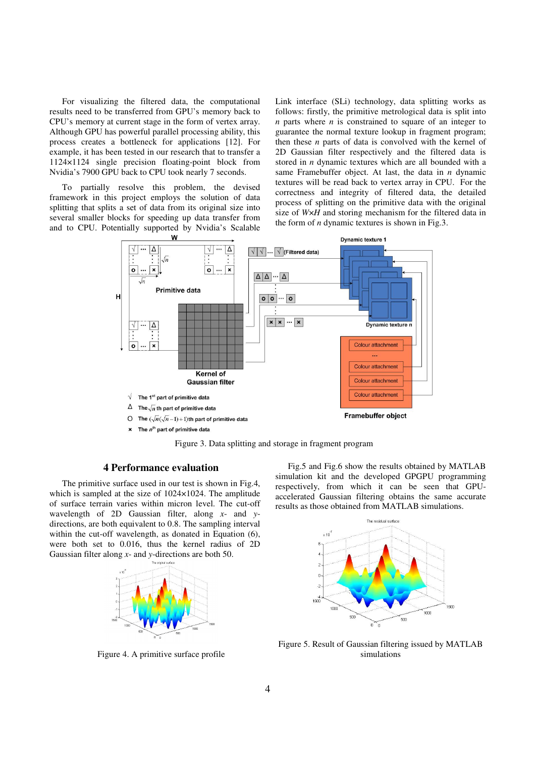For visualizing the filtered data, the computational results need to be transferred from GPU's memory back to CPU's memory at current stage in the form of vertex array. Although GPU has powerful parallel processing ability, this process creates a bottleneck for applications [12]. For example, it has been tested in our research that to transfer a 1124×1124 single precision floating-point block from Nvidia's 7900 GPU back to CPU took nearly 7 seconds.

To partially resolve this problem, the devised framework in this project employs the solution of data splitting that splits a set of data from its original size into several smaller blocks for speeding up data transfer from and to CPU. Potentially supported by Nvidia's Scalable Link interface (SLi) technology, data splitting works as follows: firstly, the primitive metrological data is split into $n$ parts where $n$ is constrained to square of an integer to guarantee the normal texture lookup in fragment program; then these $n$ parts of data is convolved with the kernel of 2D Gaussian filter respectively and the filtered data is stored in $n$ dynamic textures which are all bounded with a same Framebuffer object. At last, the data in $n$ dynamic textures will be read back to vertex array in CPU. For the correctness and integrity of filtered data, the detailed process of splitting on the primitive data with the original size of $W×H$ and storing mechanism for the filtered data in the form of $n$ dynamic textures is shown in Fig.3.

Figure 3. Data splitting and storage in fragment program

## 4 Performance evaluation

The primitive surface used in our test is shown in Fig.4, which is sampled at the size of 1024×1024. The amplitude of surface terrain varies within micron level. The cut-off wavelength of 2D Gaussian filter, along $x$- and $y$-directions, are both equivalent to 0.8. The sampling interval within the cut-off wavelength, as donated in Equation (6), were both set to 0.016, thus the kernel radius of 2D Gaussian filter along $x$- and $y$-directions are both 50.

Figure 4. A primitive surface profile

Fig.5 and Fig.6 show the results obtained by MATLAB simulation kit and the developed GPGPU programming respectively, from which it can be seen that GPU-accelerated Gaussian filtering obtains the same accurate results as those obtained from MATLAB simulations.

Figure 5. Result of Gaussian filtering issued by MATLAB simulations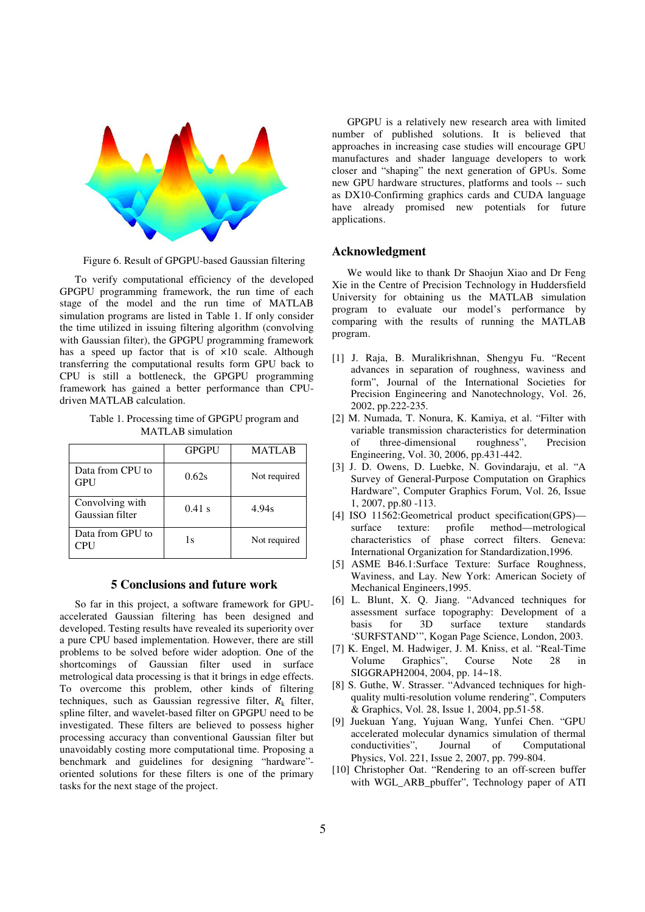Figure 6. Result of GPGPU-based Gaussian filtering

To verify computational efficiency of the developed GPGPU programming framework, the run time of each stage of the model and the run time of MATLAB simulation programs are listed in Table 1. If only consider the time utilized in issuing filtering algorithm (convolving with Gaussian filter), the GPGPU programming framework has a speed up factor that is of ×10 scale. Although transferring the computational results form GPU back to CPU is still a bottleneck, the GPGPU programming framework has gained a better performance than CPU-driven MATLAB calculation.

Table 1. Processing time of GPGPU program and MATLAB simulation

| | GPGPU | MATLAB |
|---|---|---|
| Data from CPU to GPU | 0.62s | Not required |
| Convolving with Gaussian filter | 0.41 s | 4.94s |
| Data from GPU to CPU | 1s | Not required |

## 5 Conclusions and future work

So far in this project, a software framework for GPU-accelerated Gaussian filtering has been designed and developed. Testing results have revealed its superiority over a pure CPU based implementation. However, there are still problems to be solved before wider adoption. One of the shortcomings of Gaussian filter used in surface metrological data processing is that it brings in edge effects. To overcome this problem, other kinds of filtering techniques, such as Gaussian regressive filter, $R_k$ filter, spline filter, and wavelet-based filter on GPGPU need to be investigated. These filters are believed to possess higher processing accuracy than conventional Gaussian filter but unavoidably costing more computational time. Proposing a benchmark and guidelines for designing "hardware"-oriented solutions for these filters is one of the primary tasks for the next stage of the project.

GPGPU is a relatively new research area with limited number of published solutions. It is believed that approaches in increasing case studies will encourage GPU manufactures and shader language developers to work closer and "shaping" the next generation of GPUs. Some new GPU hardware structures, platforms and tools -- such as DX10-Confirming graphics cards and CUDA language have already promised new potentials for future applications.

## Acknowledgment

We would like to thank Dr Shaojun Xiao and Dr Feng Xie in the Centre of Precision Technology in Huddersfield University for obtaining us the MATLAB simulation program to evaluate our model's performance by comparing with the results of running the MATLAB program.

[1] J. Raja, B. Muralikrishnan, Shengyu Fu. "Recent advances in separation of roughness, waviness and form", Journal of the International Societies for Precision Engineering and Nanotechnology, Vol. 26, 2002, pp.222-235.

[2] M. Numada, T. Nonura, K. Kamiya, et al. "Filter with variable transmission characteristics for determination of three-dimensional roughness", Precision Engineering, Vol. 30, 2006, pp.431-442.

[3] J. D. Owens, D. Luebke, N. Govindaraju, et al. "A Survey of General-Purpose Computation on Graphics Hardware", Computer Graphics Forum, Vol. 26, Issue 1, 2007, pp.80 -113.

[4] ISO 11562:Geometrical product specification(GPS)—surface texture: profile method—metrological characteristics of phase correct filters. Geneva: International Organization for Standardization,1996.

[5] ASME B46.1:Surface Texture: Surface Roughness, Waviness, and Lay. New York: American Society of Mechanical Engineers,1995.

[6] L. Blunt, X. Q. Jiang. "Advanced techniques for assessment surface topography: Development of a basis for 3D surface texture standards 'SURFSTAND'", Kogan Page Science, London, 2003.

[7] K. Engel, M. Hadwiger, J. M. Kniss, et al. "Real-Time Volume Graphics", Course Note 28 in SIGGRAPH2004, 2004, pp. 14~18.

[8] S. Guthe, W. Strasser. "Advanced techniques for high-quality multi-resolution volume rendering", Computers & Graphics, Vol. 28, Issue 1, 2004, pp.51-58.

[9] Juekuan Yang, Yujuan Wang, Yunfei Chen. "GPU accelerated molecular dynamics simulation of thermal conductivities", Journal of Computational Physics, Vol. 221, Issue 2, 2007, pp. 799-804.

[10] Christopher Oat. "Rendering to an off-screen buffer with WGL_ARB_pbuffer", Technology paper of ATI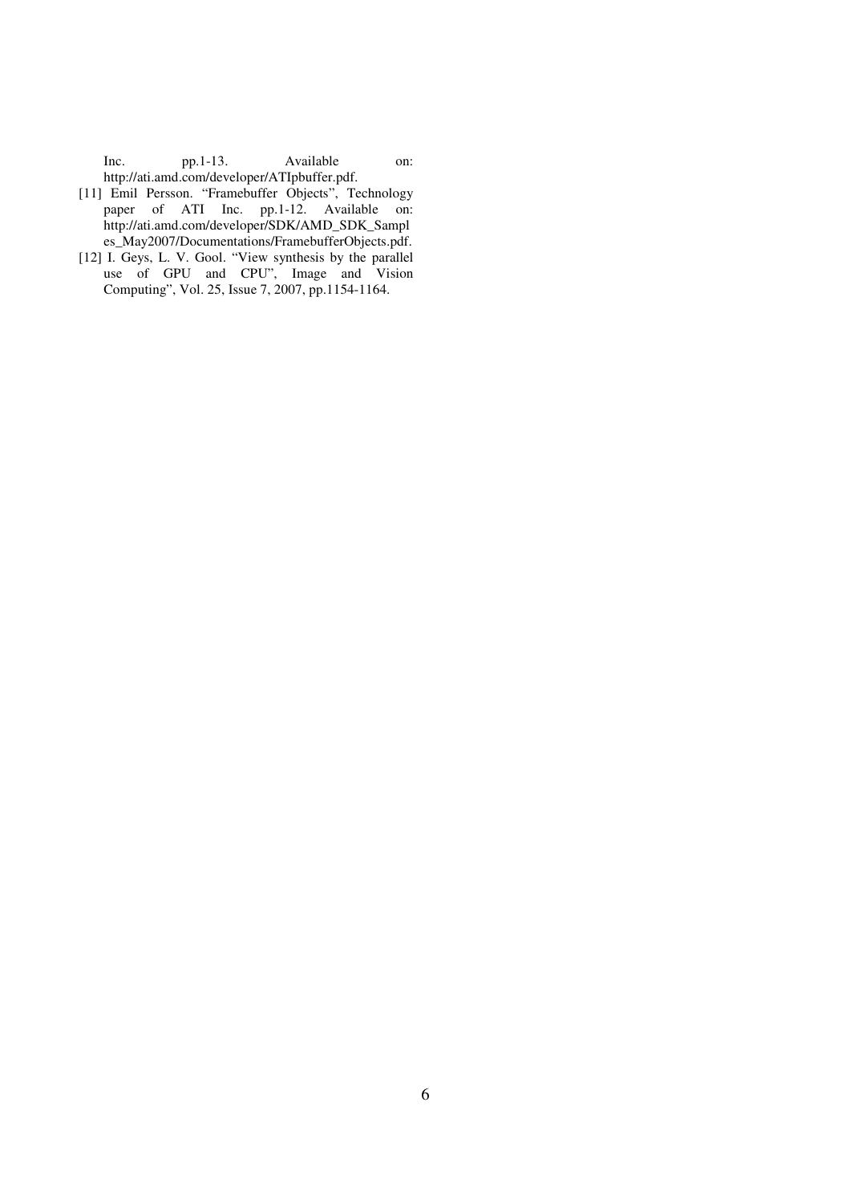Inc. pp.1-13. Available on: http://ati.amd.com/developer/ATIpbuffer.pdf.

[11] Emil Persson. "Framebuffer Objects", Technology paper of ATI Inc. pp.1-12. Available on: http://ati.amd.com/developer/SDK/AMD_SDK_Samples_May2007/Documentations/FramebufferObjects.pdf.

[12] I. Geys, L. V. Gool. "View synthesis by the parallel use of GPU and CPU", Image and Vision Computing", Vol. 25, Issue 7, 2007, pp.1154-1164.